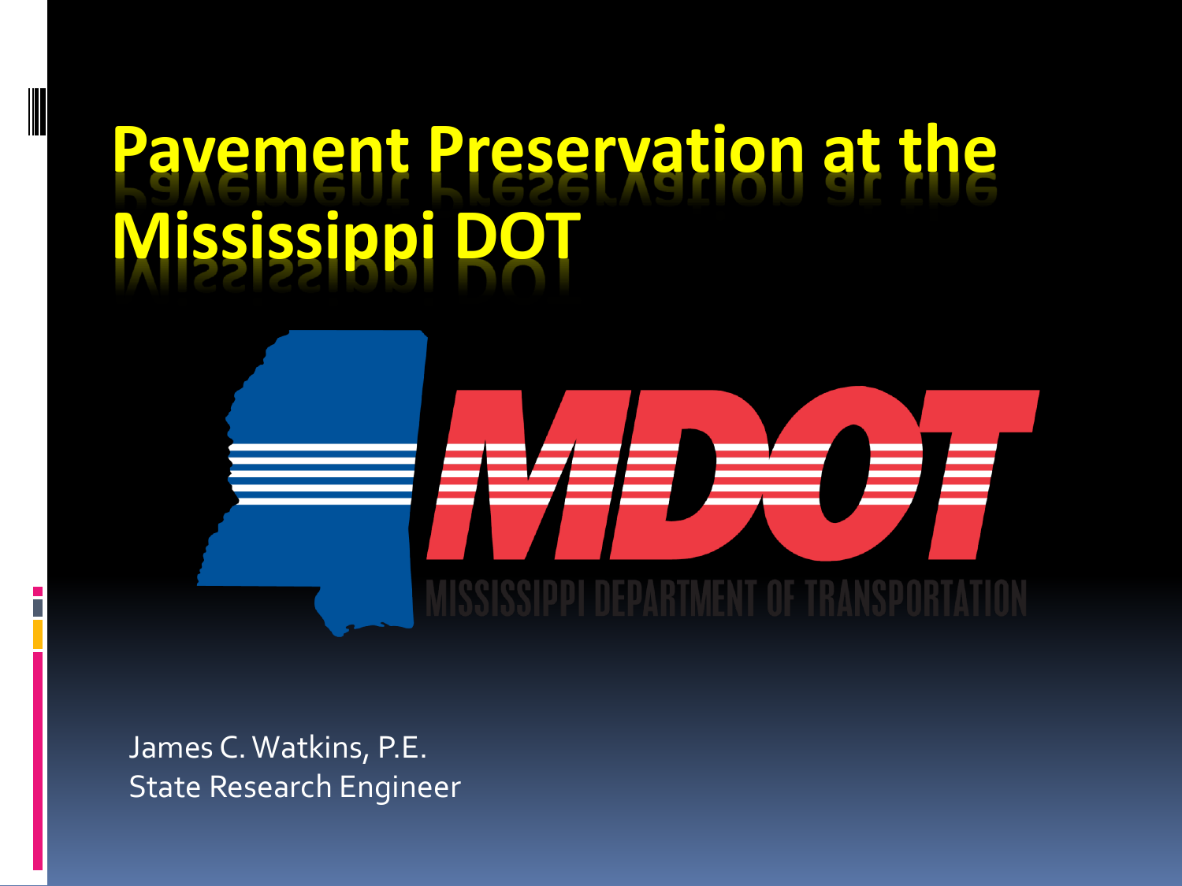# Pavement Preservation at the Mississippi DOT

MDOT

MISSISSIPPI DEPARTMENT OF TRANSPORTATION

James C. Watkins, P.E.
State Research Engineer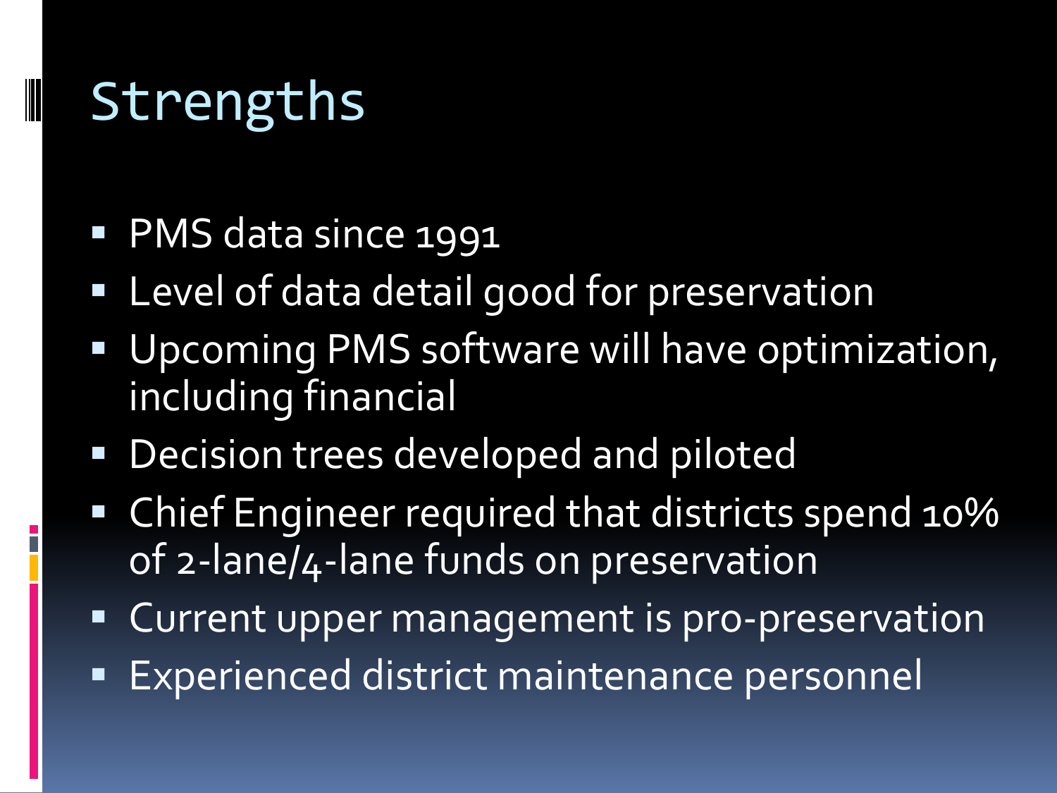# Strengths

- PMS data since 1991
- Level of data detail good for preservation
- Upcoming PMS software will have optimization, including financial
- Decision trees developed and piloted
- Chief Engineer required that districts spend 10% of 2-lane/4-lane funds on preservation
- Current upper management is pro-preservation
- Experienced district maintenance personnel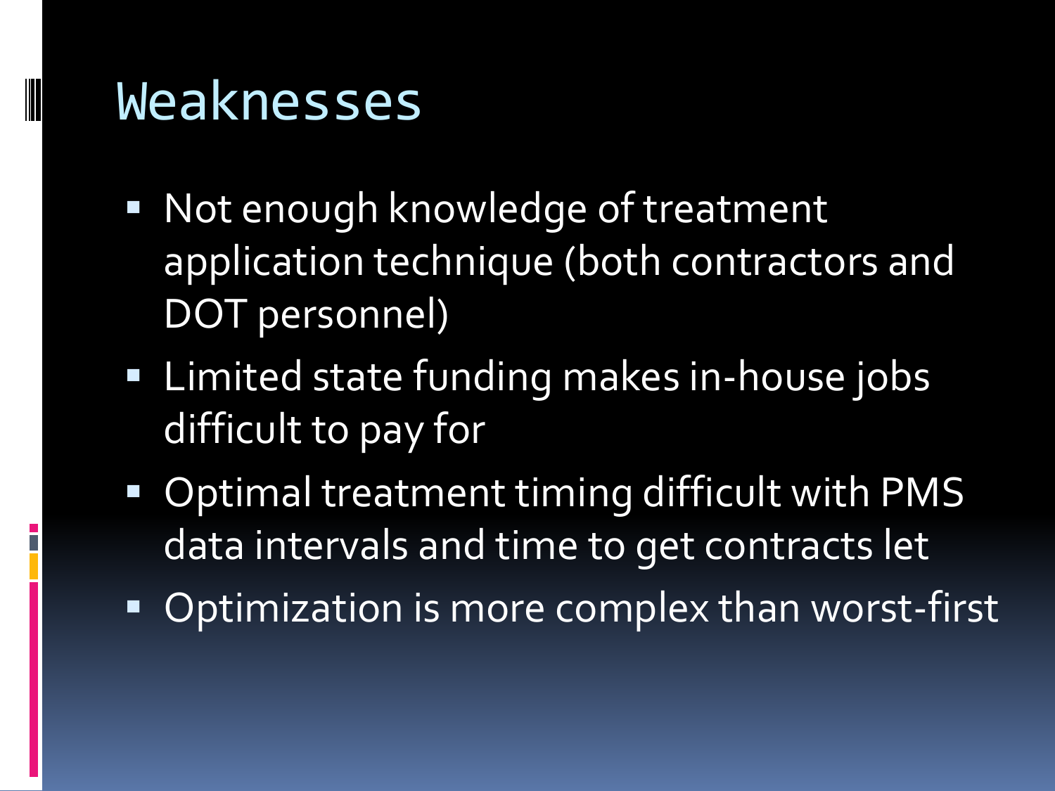# Weaknesses

- Not enough knowledge of treatment application technique (both contractors and DOT personnel)
- Limited state funding makes in-house jobs difficult to pay for
- Optimal treatment timing difficult with PMS data intervals and time to get contracts let
- Optimization is more complex than worst-first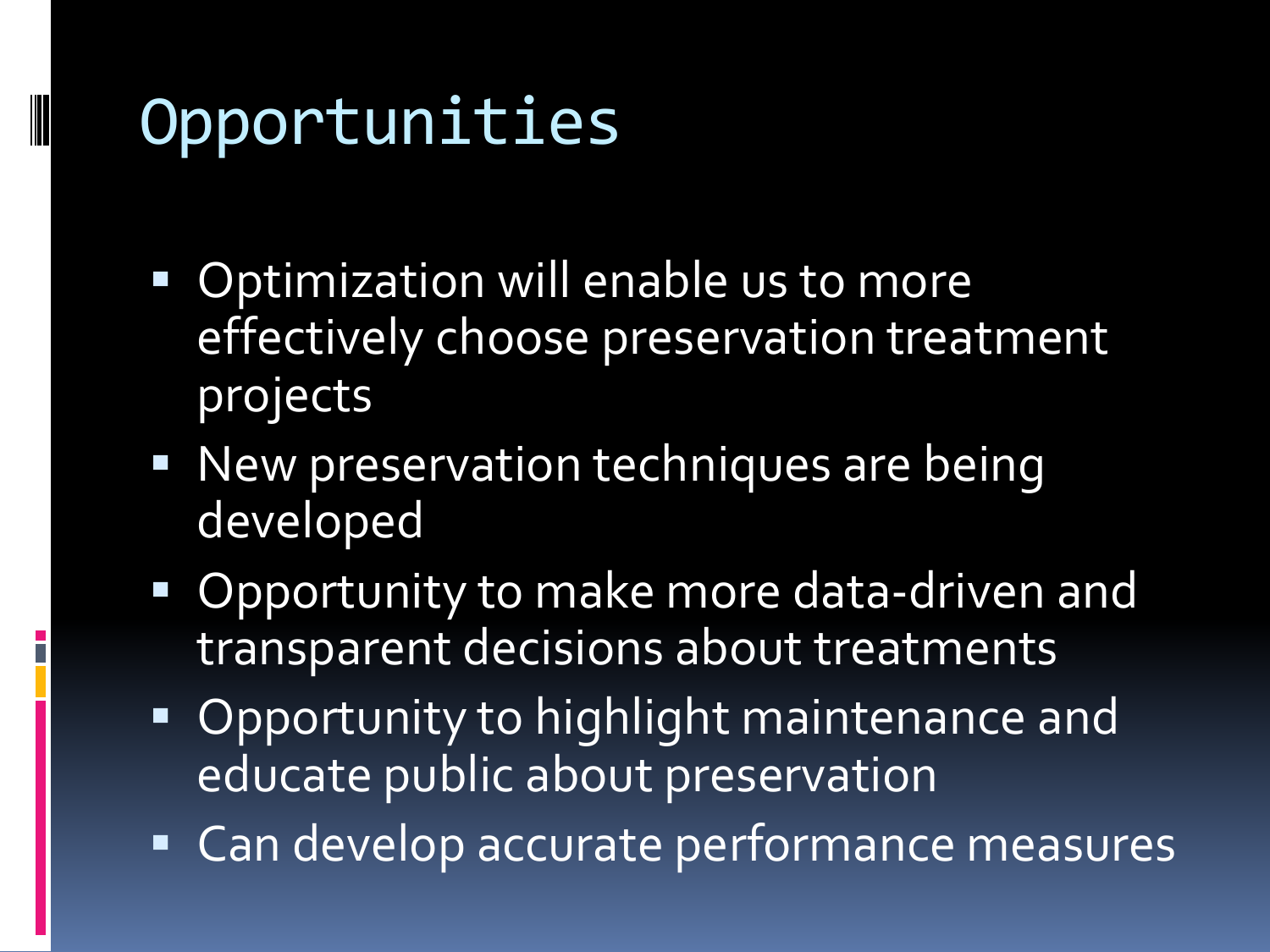# Opportunities

- Optimization will enable us to more effectively choose preservation treatment projects
- New preservation techniques are being developed
- Opportunity to make more data-driven and transparent decisions about treatments
- Opportunity to highlight maintenance and educate public about preservation
- Can develop accurate performance measures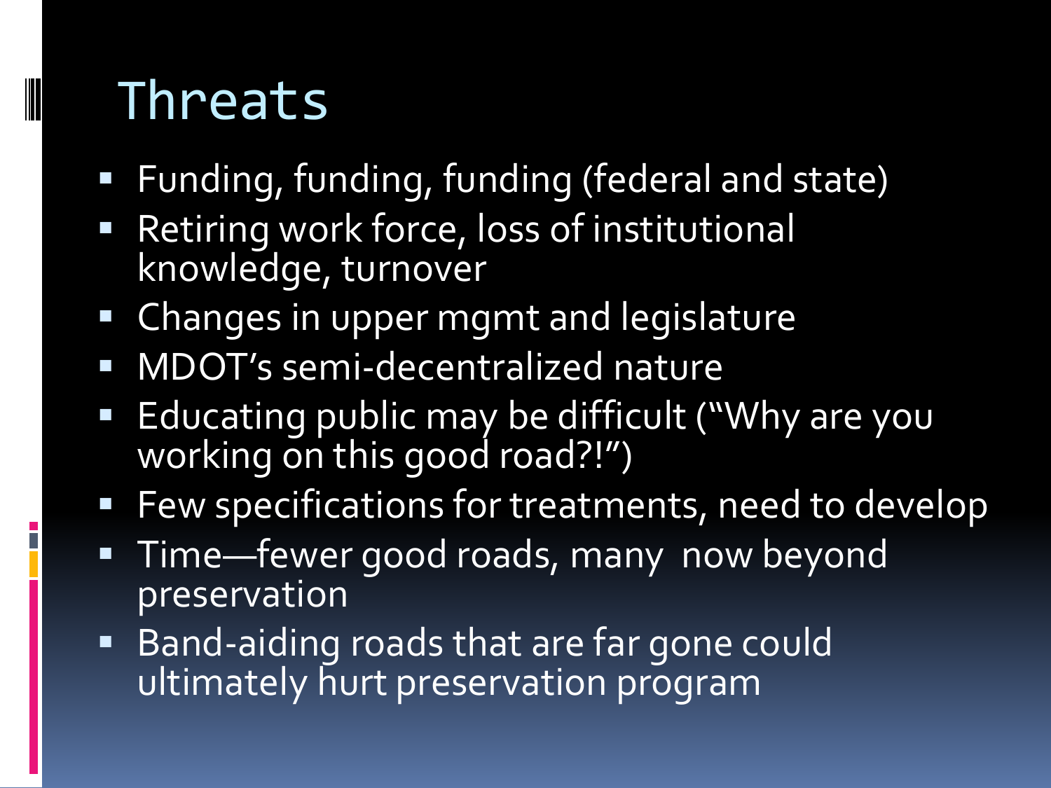# Threats

- Funding, funding, funding (federal and state)
- Retiring work force, loss of institutional knowledge, turnover
- Changes in upper mgmt and legislature
- MDOT's semi-decentralized nature
- Educating public may be difficult ("Why are you working on this good road?!")
- Few specifications for treatments, need to develop
- Time—fewer good roads, many now beyond preservation
- Band-aiding roads that are far gone could ultimately hurt preservation program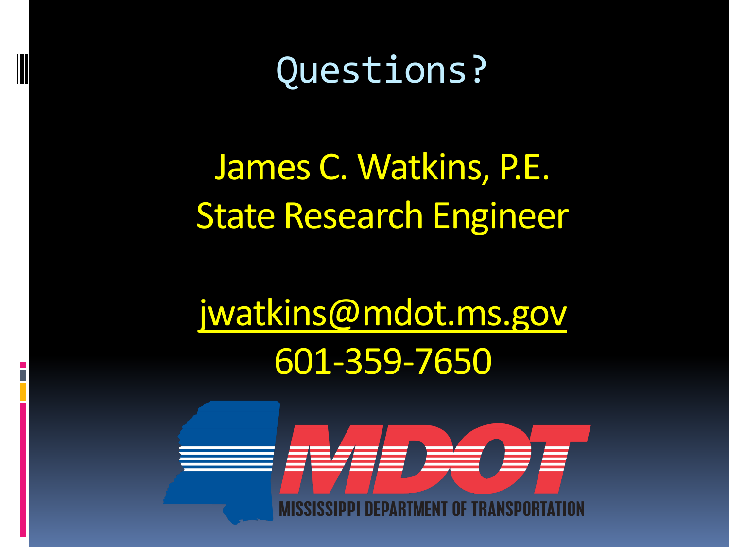# Questions?

James C. Watkins, P.E.
State Research Engineer

jwatkins@mdot.ms.gov
601-359-7650

MDOT
MISSISSIPPI DEPARTMENT OF TRANSPORTATION